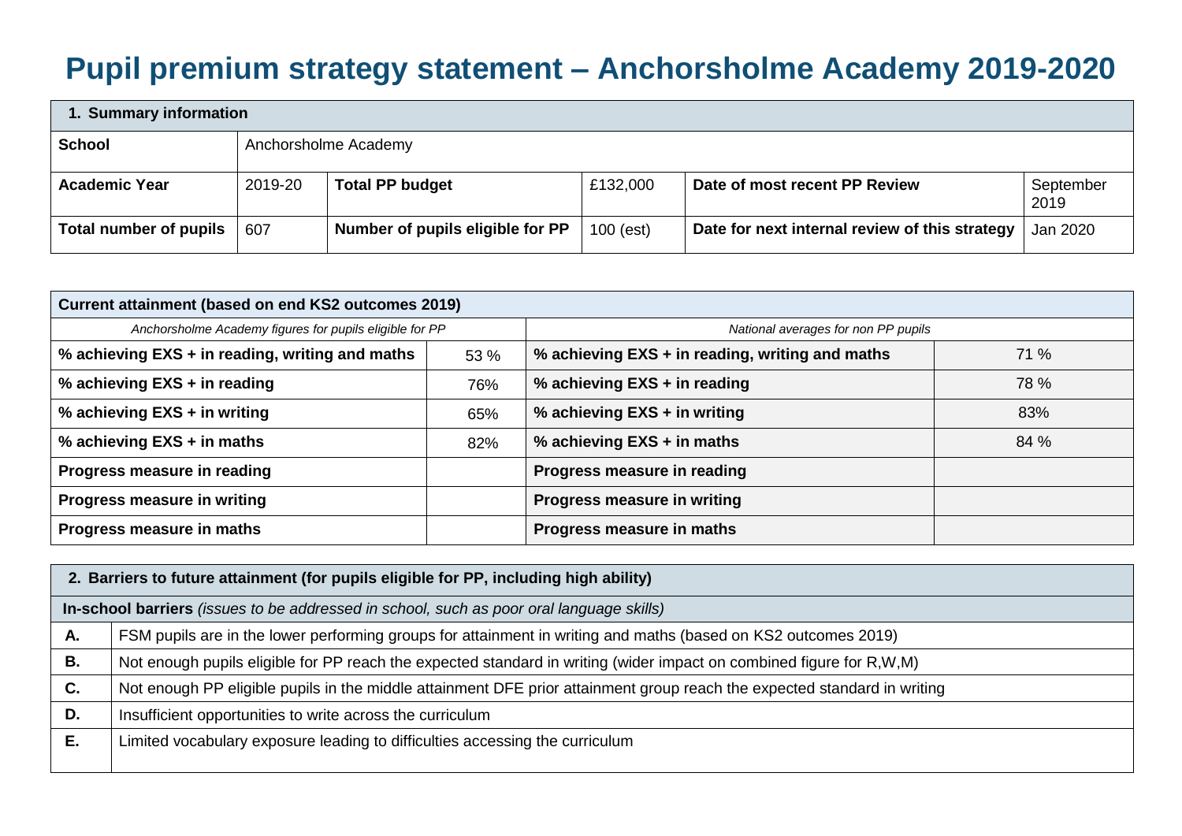# Pupil premium strategy statement – Anchorsholme Academy 2019-2020

| 1. Summary information | | | | | |
|---|---|---|---|---|---|
| **School** | Anchorsholme Academy | | | | |
| **Academic Year** | 2019-20 | **Total PP budget** | £132,000 | **Date of most recent PP Review** | September 2019 |
| **Total number of pupils** | 607 | **Number of pupils eligible for PP** | 100 (est) | **Date for next internal review of this strategy** | Jan 2020 |

| Current attainment (based on end KS2 outcomes 2019) | | | |
|---|---|---|---|
| *Anchorsholme Academy figures for pupils eligible for PP* | | *National averages for non PP pupils* | |
| **% achieving EXS + in reading, writing and maths** | 53 % | **% achieving EXS + in reading, writing and maths** | 71 % |
| **% achieving EXS + in reading** | 76% | **% achieving EXS + in reading** | 78 % |
| **% achieving EXS + in writing** | 65% | **% achieving EXS + in writing** | 83% |
| **% achieving EXS + in maths** | 82% | **% achieving EXS + in maths** | 84 % |
| **Progress measure in reading** | | **Progress measure in reading** | |
| **Progress measure in writing** | | **Progress measure in writing** | |
| **Progress measure in maths** | | **Progress measure in maths** | |

| 2. Barriers to future attainment (for pupils eligible for PP, including high ability) | |
|---|---|
| **In-school barriers** *(issues to be addressed in school, such as poor oral language skills)* | |
| **A.** | FSM pupils are in the lower performing groups for attainment in writing and maths (based on KS2 outcomes 2019) |
| **B.** | Not enough pupils eligible for PP reach the expected standard in writing (wider impact on combined figure for R,W,M) |
| **C.** | Not enough PP eligible pupils in the middle attainment DFE prior attainment group reach the expected standard in writing |
| **D.** | Insufficient opportunities to write across the curriculum |
| **E.** | Limited vocabulary exposure leading to difficulties accessing the curriculum |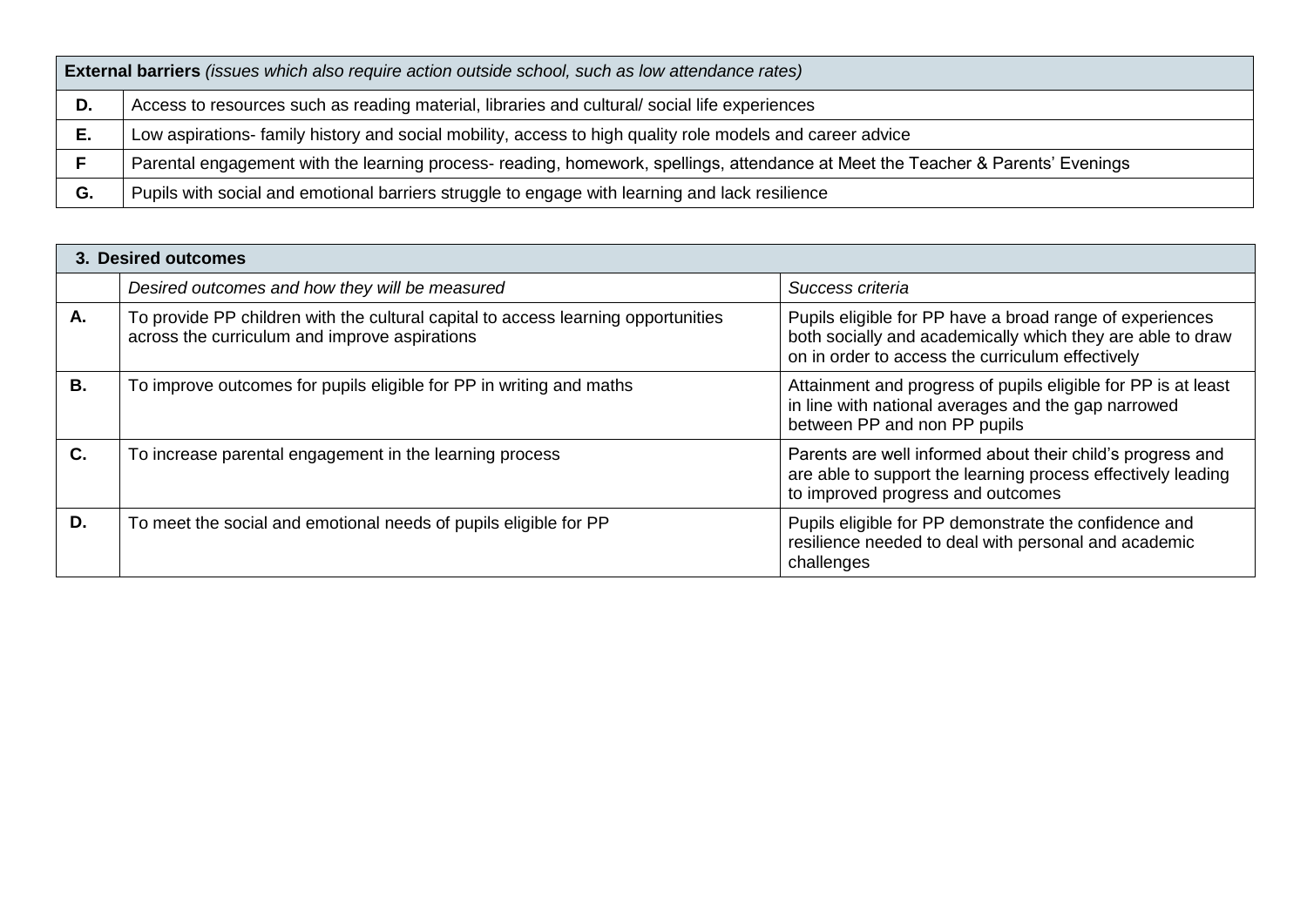| **External barriers** *(issues which also require action outside school, such as low attendance rates)* | |
|---|---|
| **D.** | Access to resources such as reading material, libraries and cultural/ social life experiences |
| **E.** | Low aspirations- family history and social mobility, access to high quality role models and career advice |
| **F** | Parental engagement with the learning process- reading, homework, spellings, attendance at Meet the Teacher & Parents' Evenings |
| **G.** | Pupils with social and emotional barriers struggle to engage with learning and lack resilience |

| **3. Desired outcomes** | | |
|---|---|---|
| | *Desired outcomes and how they will be measured* | *Success criteria* |
| **A.** | To provide PP children with the cultural capital to access learning opportunities across the curriculum and improve aspirations | Pupils eligible for PP have a broad range of experiences both socially and academically which they are able to draw on in order to access the curriculum effectively |
| **B.** | To improve outcomes for pupils eligible for PP in writing and maths | Attainment and progress of pupils eligible for PP is at least in line with national averages and the gap narrowed between PP and non PP pupils |
| **C.** | To increase parental engagement in the learning process | Parents are well informed about their child's progress and are able to support the learning process effectively leading to improved progress and outcomes |
| **D.** | To meet the social and emotional needs of pupils eligible for PP | Pupils eligible for PP demonstrate the confidence and resilience needed to deal with personal and academic challenges |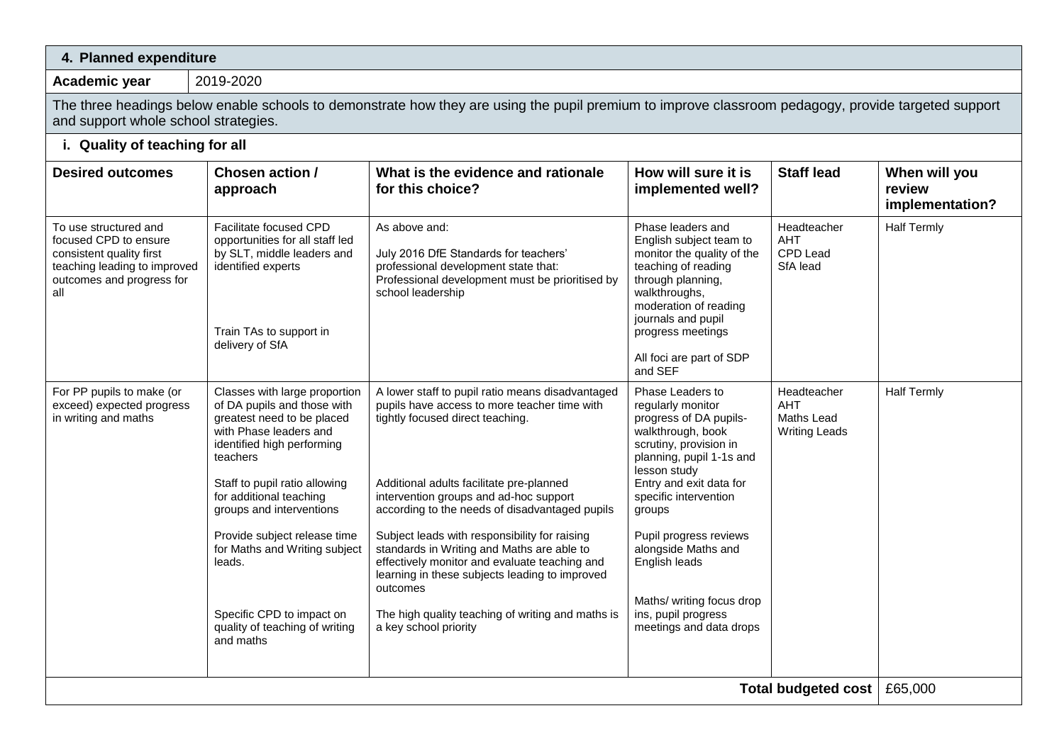## 4. Planned expenditure

**Academic year** 2019-2020

The three headings below enable schools to demonstrate how they are using the pupil premium to improve classroom pedagogy, provide targeted support and support whole school strategies.

### i. Quality of teaching for all

| Desired outcomes | Chosen action / approach | What is the evidence and rationale for this choice? | How will sure it is implemented well? | Staff lead | When will you review implementation? |
|---|---|---|---|---|---|
| To use structured and focused CPD to ensure consistent quality first teaching leading to improved outcomes and progress for all | Facilitate focused CPD opportunities for all staff led by SLT, middle leaders and identified experts<br><br>Train TAs to support in delivery of SfA | As above and:<br><br>July 2016 DfE Standards for teachers' professional development state that: Professional development must be prioritised by school leadership | Phase leaders and English subject team to monitor the quality of the teaching of reading through planning, walkthroughs, moderation of reading journals and pupil progress meetings<br><br>All foci are part of SDP and SEF | Headteacher<br>AHT<br>CPD Lead<br>SfA lead | Half Termly |
| For PP pupils to make (or exceed) expected progress in writing and maths | Classes with large proportion of DA pupils and those with greatest need to be placed with Phase leaders and identified high performing teachers<br><br>Staff to pupil ratio allowing for additional teaching groups and interventions<br><br>Provide subject release time for Maths and Writing subject leads.<br><br>Specific CPD to impact on quality of teaching of writing and maths | A lower staff to pupil ratio means disadvantaged pupils have access to more teacher time with tightly focused direct teaching.<br><br>Additional adults facilitate pre-planned intervention groups and ad-hoc support according to the needs of disadvantaged pupils<br><br>Subject leads with responsibility for raising standards in Writing and Maths are able to effectively monitor and evaluate teaching and learning in these subjects leading to improved outcomes<br><br>The high quality teaching of writing and maths is a key school priority | Phase Leaders to regularly monitor progress of DA pupils- walkthrough, book scrutiny, provision in planning, pupil 1-1s and lesson study<br>Entry and exit data for specific intervention groups<br><br>Pupil progress reviews alongside Maths and English leads<br><br>Maths/ writing focus drop ins, pupil progress meetings and data drops | Headteacher<br>AHT<br>Maths Lead<br>Writing Leads | Half Termly |
| | | | | **Total budgeted cost** | £65,000 |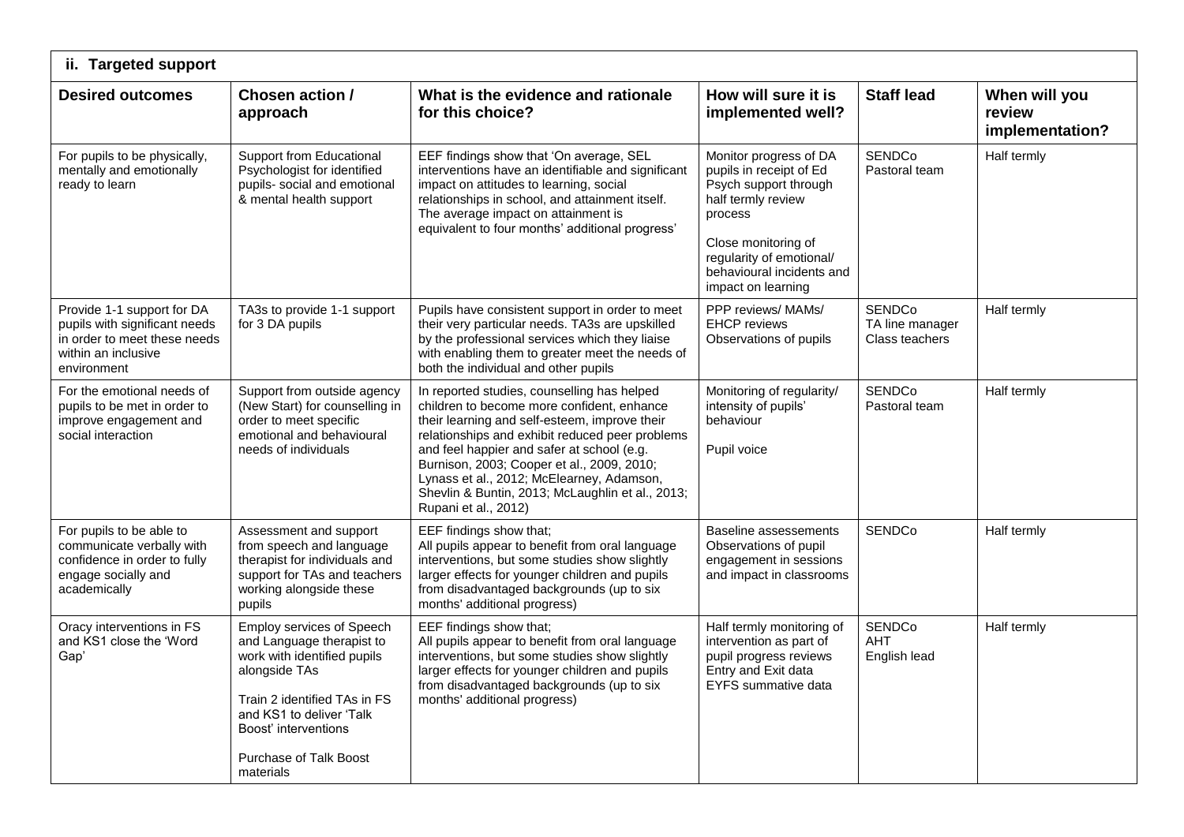| ii. Targeted support | | | | | |
|---|---|---|---|---|---|
| **Desired outcomes** | **Chosen action / approach** | **What is the evidence and rationale for this choice?** | **How will sure it is implemented well?** | **Staff lead** | **When will you review implementation?** |
| For pupils to be physically, mentally and emotionally ready to learn | Support from Educational Psychologist for identified pupils- social and emotional & mental health support | EEF findings show that 'On average, SEL interventions have an identifiable and significant impact on attitudes to learning, social relationships in school, and attainment itself. The average impact on attainment is equivalent to four months' additional progress' | Monitor progress of DA pupils in receipt of Ed Psych support through half termly review process<br><br>Close monitoring of regularity of emotional/ behavioural incidents and impact on learning | SENDCo<br>Pastoral team | Half termly |
| Provide 1-1 support for DA pupils with significant needs in order to meet these needs within an inclusive environment | TA3s to provide 1-1 support for 3 DA pupils | Pupils have consistent support in order to meet their very particular needs. TA3s are upskilled by the professional services which they liaise with enabling them to greater meet the needs of both the individual and other pupils | PPP reviews/ MAMs/ EHCP reviews<br>Observations of pupils | SENDCo<br>TA line manager<br>Class teachers | Half termly |
| For the emotional needs of pupils to be met in order to improve engagement and social interaction | Support from outside agency (New Start) for counselling in order to meet specific emotional and behavioural needs of individuals | In reported studies, counselling has helped children to become more confident, enhance their learning and self-esteem, improve their relationships and exhibit reduced peer problems and feel happier and safer at school (e.g. Burnison, 2003; Cooper et al., 2009, 2010; Lynass et al., 2012; McElearney, Adamson, Shevlin & Buntin, 2013; McLaughlin et al., 2013; Rupani et al., 2012) | Monitoring of regularity/ intensity of pupils' behaviour<br><br>Pupil voice | SENDCo<br>Pastoral team | Half termly |
| For pupils to be able to communicate verbally with confidence in order to fully engage socially and academically | Assessment and support from speech and language therapist for individuals and support for TAs and teachers working alongside these pupils | EEF findings show that;<br>All pupils appear to benefit from oral language interventions, but some studies show slightly larger effects for younger children and pupils from disadvantaged backgrounds (up to six months' additional progress) | Baseline assessements<br>Observations of pupil engagement in sessions and impact in classrooms | SENDCo | Half termly |
| Oracy interventions in FS and KS1 close the 'Word Gap' | Employ services of Speech and Language therapist to work with identified pupils alongside TAs<br><br>Train 2 identified TAs in FS and KS1 to deliver 'Talk Boost' interventions<br><br>Purchase of Talk Boost materials | EEF findings show that;<br>All pupils appear to benefit from oral language interventions, but some studies show slightly larger effects for younger children and pupils from disadvantaged backgrounds (up to six months' additional progress) | Half termly monitoring of intervention as part of pupil progress reviews<br>Entry and Exit data<br>EYFS summative data | SENDCo<br>AHT<br>English lead | Half termly |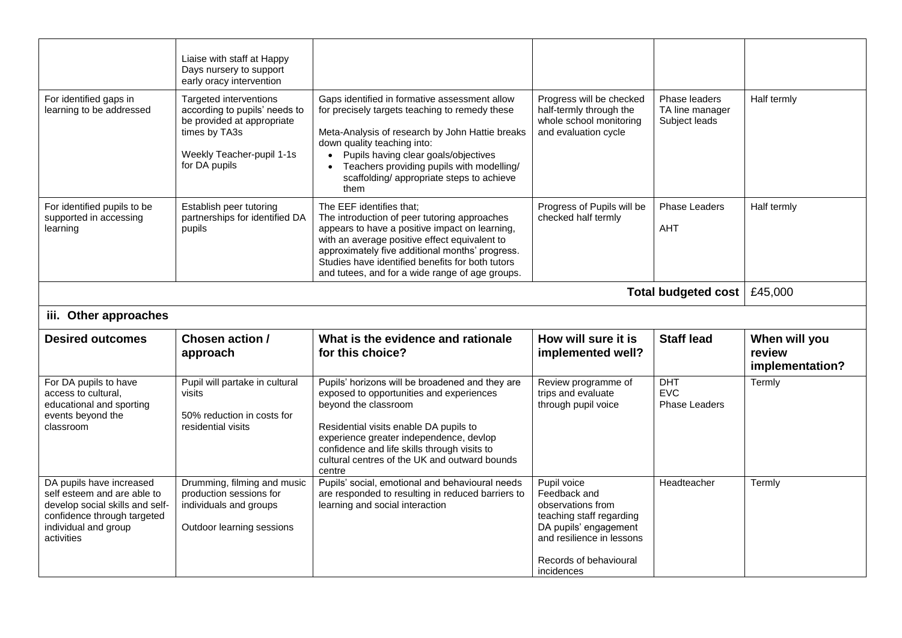|  |  |  |  |  |  |
|---|---|---|---|---|---|
|  | Liaise with staff at Happy Days nursery to support early oracy intervention |  |  |  |  |
| For identified gaps in learning to be addressed | Targeted interventions according to pupils' needs to be provided at appropriate times by TA3s<br><br>Weekly Teacher-pupil 1-1s for DA pupils | Gaps identified in formative assessment allow for precisely targets teaching to remedy these<br><br>Meta-Analysis of research by John Hattie breaks down quality teaching into:<br>• Pupils having clear goals/objectives<br>• Teachers providing pupils with modelling/ scaffolding/ appropriate steps to achieve them | Progress will be checked half-termly through the whole school monitoring and evaluation cycle | Phase leaders<br>TA line manager<br>Subject leads | Half termly |
| For identified pupils to be supported in accessing learning | Establish peer tutoring partnerships for identified DA pupils | The EEF identifies that;<br>The introduction of peer tutoring approaches appears to have a positive impact on learning, with an average positive effect equivalent to approximately five additional months' progress. Studies have identified benefits for both tutors and tutees, and for a wide range of age groups. | Progress of Pupils will be checked half termly | Phase Leaders<br><br>AHT | Half termly |
|  |  |  |  | **Total budgeted cost** | £45,000 |

### iii. Other approaches

| Desired outcomes | Chosen action / approach | What is the evidence and rationale for this choice? | How will sure it is implemented well? | Staff lead | When will you review implementation? |
|---|---|---|---|---|---|
| For DA pupils to have access to cultural, educational and sporting events beyond the classroom | Pupil will partake in cultural visits<br><br>50% reduction in costs for residential visits | Pupils' horizons will be broadened and they are exposed to opportunities and experiences beyond the classroom<br><br>Residential visits enable DA pupils to experience greater independence, devlop confidence and life skills through visits to cultural centres of the UK and outward bounds centre | Review programme of trips and evaluate through pupil voice | DHT<br>EVC<br>Phase Leaders | Termly |
| DA pupils have increased self esteem and are able to develop social skills and self-confidence through targeted individual and group activities | Drumming, filming and music production sessions for individuals and groups<br><br>Outdoor learning sessions | Pupils' social, emotional and behavioural needs are responded to resulting in reduced barriers to learning and social interaction | Pupil voice<br>Feedback and observations from teaching staff regarding DA pupils' engagement and resilience in lessons<br><br>Records of behavioural incidences | Headteacher | Termly |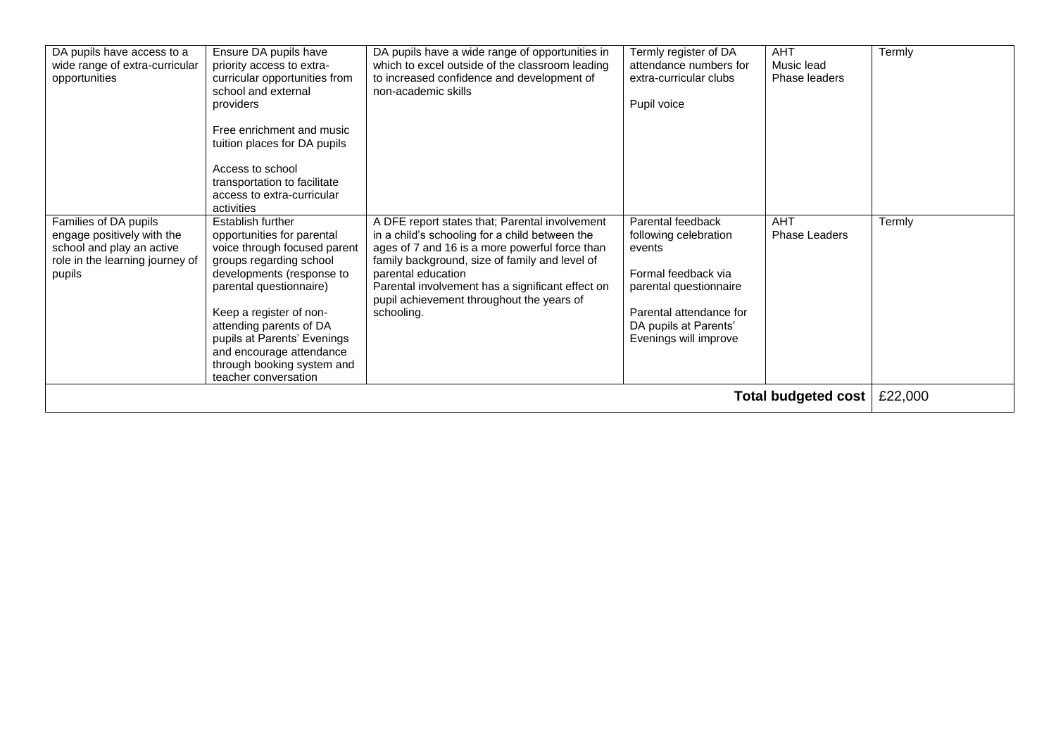| | | | | | |
|---|---|---|---|---|---|
| DA pupils have access to a wide range of extra-curricular opportunities | Ensure DA pupils have priority access to extra-curricular opportunities from school and external providers<br><br>Free enrichment and music tuition places for DA pupils<br><br>Access to school transportation to facilitate access to extra-curricular activities | DA pupils have a wide range of opportunities in which to excel outside of the classroom leading to increased confidence and development of non-academic skills | Termly register of DA attendance numbers for extra-curricular clubs<br><br>Pupil voice | AHT<br>Music lead<br>Phase leaders | Termly |
| Families of DA pupils engage positively with the school and play an active role in the learning journey of pupils | Establish further opportunities for parental voice through focused parent groups regarding school developments (response to parental questionnaire)<br><br>Keep a register of non-attending parents of DA pupils at Parents' Evenings and encourage attendance through booking system and teacher conversation | A DFE report states that; Parental involvement in a child's schooling for a child between the ages of 7 and 16 is a more powerful force than family background, size of family and level of parental education<br>Parental involvement has a significant effect on pupil achievement throughout the years of schooling. | Parental feedback following celebration events<br><br>Formal feedback via parental questionnaire<br><br>Parental attendance for DA pupils at Parents' Evenings will improve | AHT<br>Phase Leaders | Termly |
| | | | | **Total budgeted cost** | £22,000 |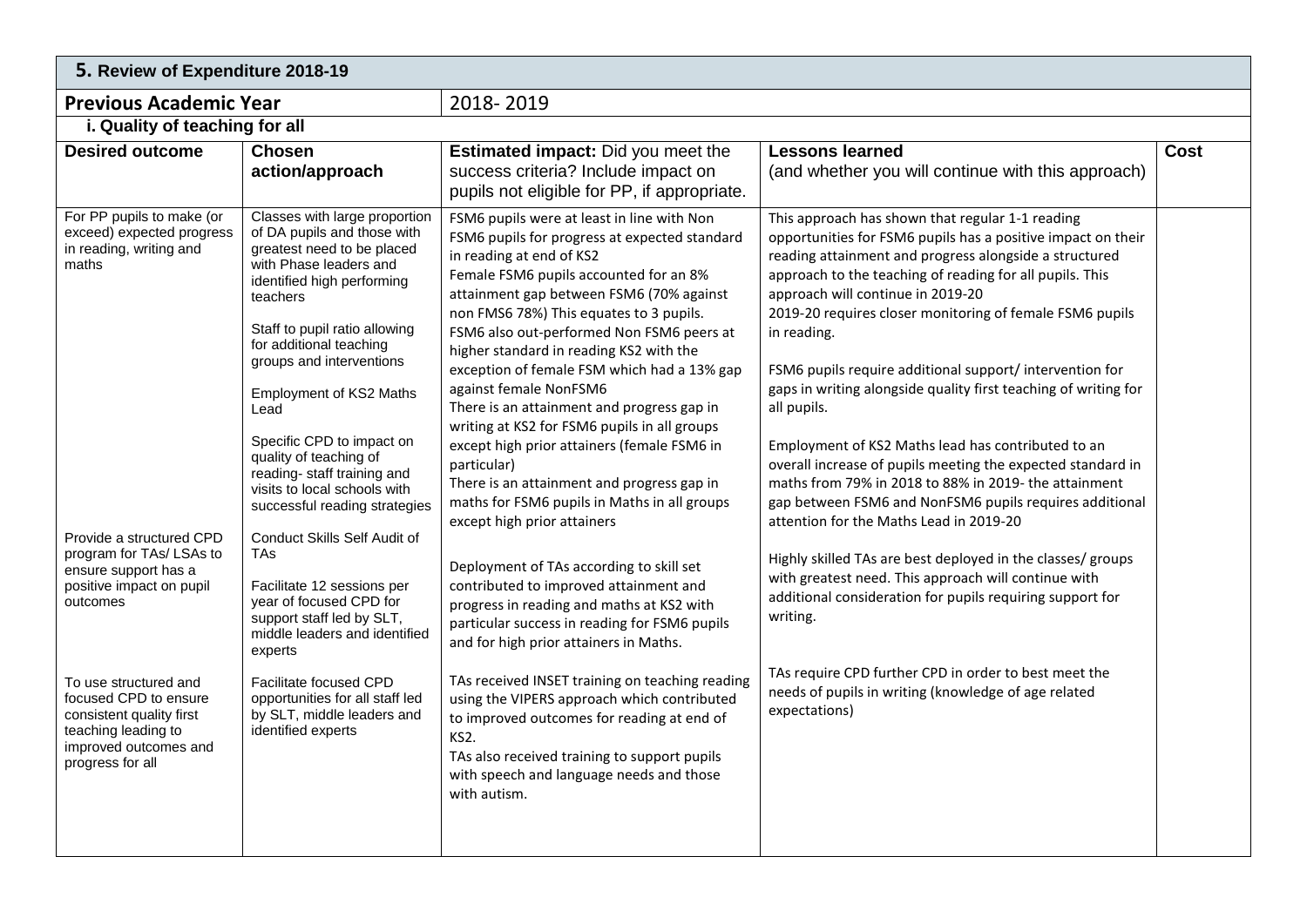## 5. Review of Expenditure 2018-19

| **Previous Academic Year** | 2018- 2019 | | | |
|---|---|---|---|---|
| **i. Quality of teaching for all** | | | | |
| **Desired outcome** | **Chosen action/approach** | **Estimated impact:** Did you meet the success criteria? Include impact on pupils not eligible for PP, if appropriate. | **Lessons learned** (and whether you will continue with this approach) | **Cost** |
| For PP pupils to make (or exceed) expected progress in reading, writing and maths<br><br>Provide a structured CPD program for TAs/ LSAs to ensure support has a positive impact on pupil outcomes<br><br>To use structured and focused CPD to ensure consistent quality first teaching leading to improved outcomes and progress for all | Classes with large proportion of DA pupils and those with greatest need to be placed with Phase leaders and identified high performing teachers<br><br>Staff to pupil ratio allowing for additional teaching groups and interventions<br><br>Employment of KS2 Maths Lead<br><br>Specific CPD to impact on quality of teaching of reading- staff training and visits to local schools with successful reading strategies<br><br>Conduct Skills Self Audit of TAs<br><br>Facilitate 12 sessions per year of focused CPD for support staff led by SLT, middle leaders and identified experts<br><br>Facilitate focused CPD opportunities for all staff led by SLT, middle leaders and identified experts | FSM6 pupils were at least in line with Non FSM6 pupils for progress at expected standard in reading at end of KS2<br>Female FSM6 pupils accounted for an 8% attainment gap between FSM6 (70% against non FMS6 78%) This equates to 3 pupils.<br>FSM6 also out-performed Non FSM6 peers at higher standard in reading KS2 with the exception of female FSM which had a 13% gap against female NonFSM6<br>There is an attainment and progress gap in writing at KS2 for FSM6 pupils in all groups except high prior attainers (female FSM6 in particular)<br>There is an attainment and progress gap in maths for FSM6 pupils in Maths in all groups except high prior attainers<br><br>Deployment of TAs according to skill set contributed to improved attainment and progress in reading and maths at KS2 with particular success in reading for FSM6 pupils and for high prior attainers in Maths.<br><br>TAs received INSET training on teaching reading using the VIPERS approach which contributed to improved outcomes for reading at end of KS2.<br>TAs also received training to support pupils with speech and language needs and those with autism. | This approach has shown that regular 1-1 reading opportunities for FSM6 pupils has a positive impact on their reading attainment and progress alongside a structured approach to the teaching of reading for all pupils. This approach will continue in 2019-20<br>2019-20 requires closer monitoring of female FSM6 pupils in reading.<br><br>FSM6 pupils require additional support/ intervention for gaps in writing alongside quality first teaching of writing for all pupils.<br><br>Employment of KS2 Maths lead has contributed to an overall increase of pupils meeting the expected standard in maths from 79% in 2018 to 88% in 2019- the attainment gap between FSM6 and NonFSM6 pupils requires additional attention for the Maths Lead in 2019-20<br><br>Highly skilled TAs are best deployed in the classes/ groups with greatest need. This approach will continue with additional consideration for pupils requiring support for writing.<br><br>TAs require CPD further CPD in order to best meet the needs of pupils in writing (knowledge of age related expectations) | |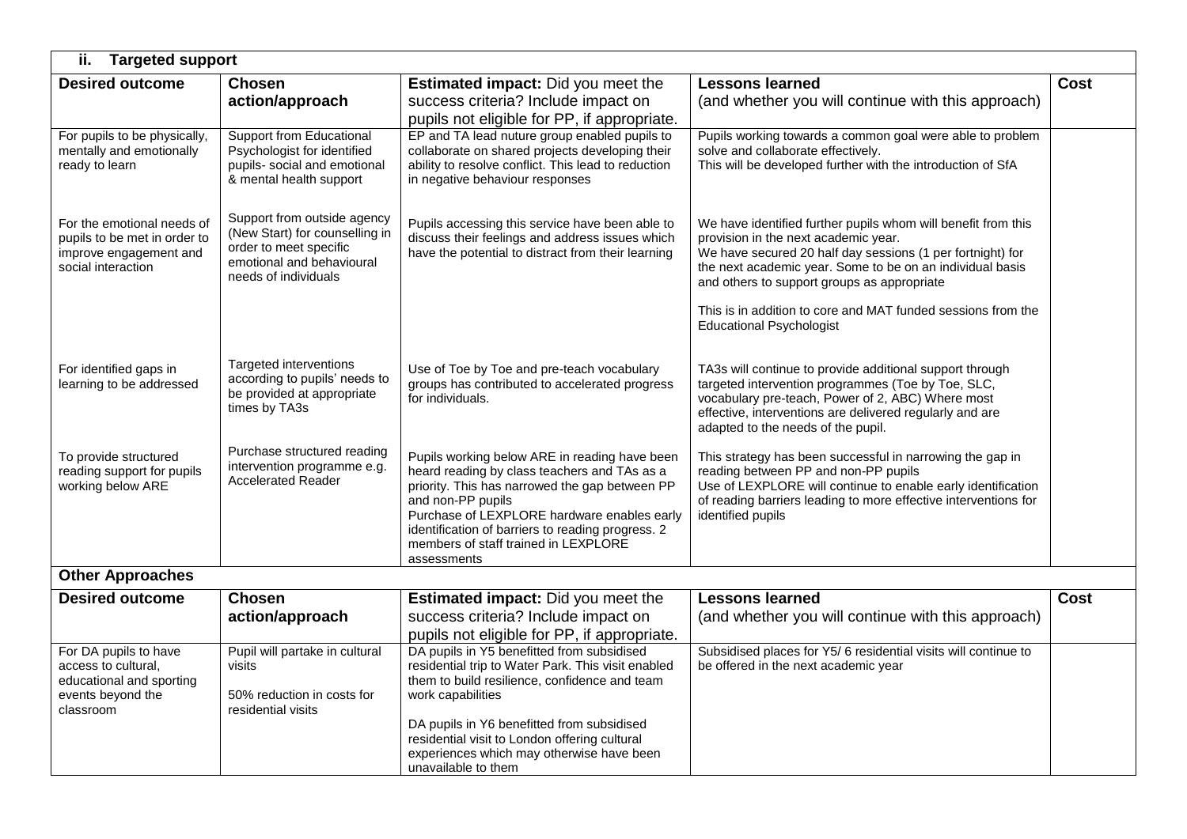| ii. Targeted support | | | | |
|---|---|---|---|---|
| **Desired outcome** | **Chosen action/approach** | **Estimated impact:** Did you meet the success criteria? Include impact on pupils not eligible for PP, if appropriate. | **Lessons learned** (and whether you will continue with this approach) | **Cost** |
| For pupils to be physically, mentally and emotionally ready to learn | Support from Educational Psychologist for identified pupils- social and emotional & mental health support | EP and TA lead nuture group enabled pupils to collaborate on shared projects developing their ability to resolve conflict. This lead to reduction in negative behaviour responses | Pupils working towards a common goal were able to problem solve and collaborate effectively.<br>This will be developed further with the introduction of SfA | |
| For the emotional needs of pupils to be met in order to improve engagement and social interaction | Support from outside agency (New Start) for counselling in order to meet specific emotional and behavioural needs of individuals | Pupils accessing this service have been able to discuss their feelings and address issues which have the potential to distract from their learning | We have identified further pupils whom will benefit from this provision in the next academic year.<br>We have secured 20 half day sessions (1 per fortnight) for the next academic year. Some to be on an individual basis and others to support groups as appropriate<br><br>This is in addition to core and MAT funded sessions from the Educational Psychologist | |
| For identified gaps in learning to be addressed | Targeted interventions according to pupils' needs to be provided at appropriate times by TA3s | Use of Toe by Toe and pre-teach vocabulary groups has contributed to accelerated progress for individuals. | TA3s will continue to provide additional support through targeted intervention programmes (Toe by Toe, SLC, vocabulary pre-teach, Power of 2, ABC) Where most effective, interventions are delivered regularly and are adapted to the needs of the pupil. | |
| To provide structured reading support for pupils working below ARE | Purchase structured reading intervention programme e.g. Accelerated Reader | Pupils working below ARE in reading have been heard reading by class teachers and TAs as a priority. This has narrowed the gap between PP and non-PP pupils<br>Purchase of LEXPLORE hardware enables early identification of barriers to reading progress. 2 members of staff trained in LEXPLORE assessments | This strategy has been successful in narrowing the gap in reading between PP and non-PP pupils<br>Use of LEXPLORE will continue to enable early identification of reading barriers leading to more effective interventions for identified pupils | |

**Other Approaches**

| Desired outcome | Chosen action/approach | Estimated impact: Did you meet the success criteria? Include impact on pupils not eligible for PP, if appropriate. | Lessons learned (and whether you will continue with this approach) | Cost |
|---|---|---|---|---|
| For DA pupils to have access to cultural, educational and sporting events beyond the classroom | Pupil will partake in cultural visits<br><br>50% reduction in costs for residential visits | DA pupils in Y5 benefitted from subsidised residential trip to Water Park. This visit enabled them to build resilience, confidence and team work capabilities<br><br>DA pupils in Y6 benefitted from subsidised residential visit to London offering cultural experiences which may otherwise have been unavailable to them | Subsidised places for Y5/ 6 residential visits will continue to be offered in the next academic year | |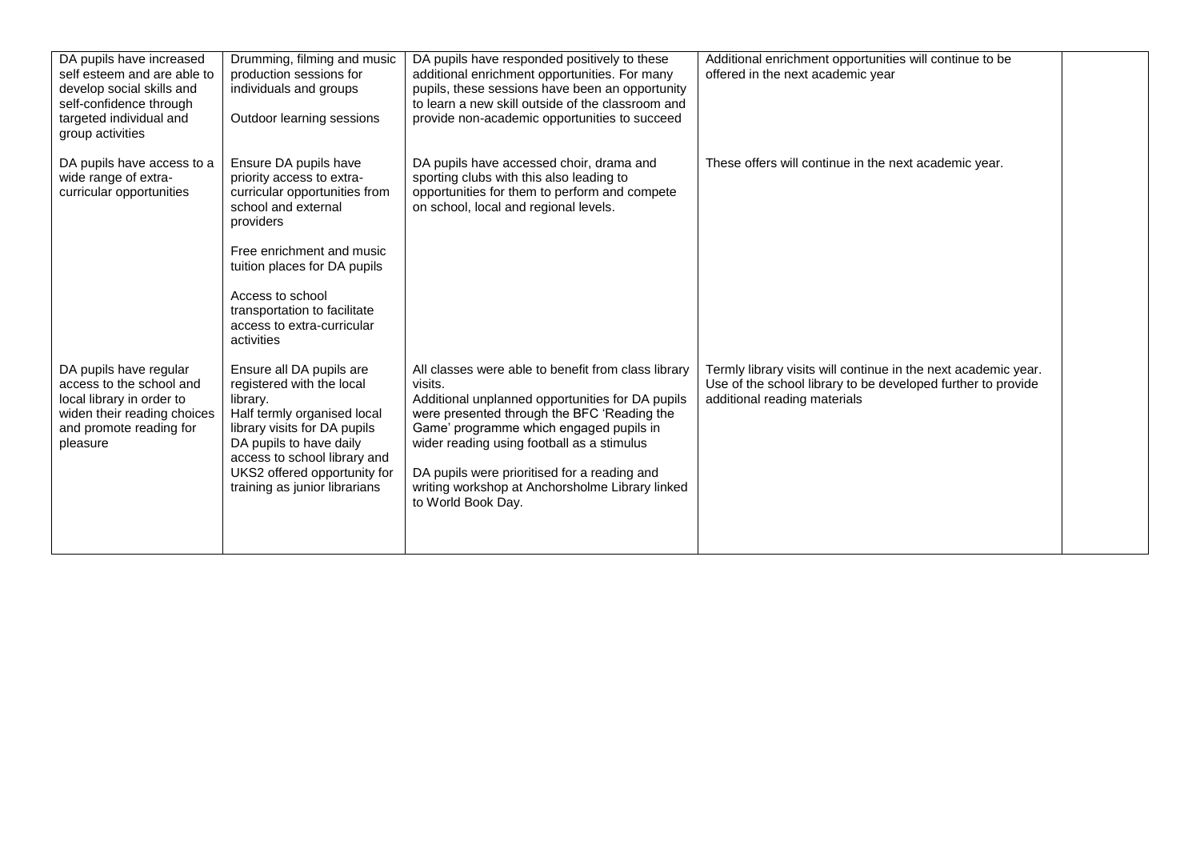| | | | | |
|---|---|---|---|---|
| DA pupils have increased self esteem and are able to develop social skills and self-confidence through targeted individual and group activities | Drumming, filming and music production sessions for individuals and groups<br><br>Outdoor learning sessions | DA pupils have responded positively to these additional enrichment opportunities. For many pupils, these sessions have been an opportunity to learn a new skill outside of the classroom and provide non-academic opportunities to succeed | Additional enrichment opportunities will continue to be offered in the next academic year | |
| DA pupils have access to a wide range of extra-curricular opportunities | Ensure DA pupils have priority access to extra-curricular opportunities from school and external providers<br><br>Free enrichment and music tuition places for DA pupils<br><br>Access to school transportation to facilitate access to extra-curricular activities | DA pupils have accessed choir, drama and sporting clubs with this also leading to opportunities for them to perform and compete on school, local and regional levels. | These offers will continue in the next academic year. | |
| DA pupils have regular access to the school and local library in order to widen their reading choices and promote reading for pleasure | Ensure all DA pupils are registered with the local library.<br>Half termly organised local library visits for DA pupils<br>DA pupils to have daily access to school library and UKS2 offered opportunity for training as junior librarians | All classes were able to benefit from class library visits.<br>Additional unplanned opportunities for DA pupils were presented through the BFC 'Reading the Game' programme which engaged pupils in wider reading using football as a stimulus<br><br>DA pupils were prioritised for a reading and writing workshop at Anchorsholme Library linked to World Book Day. | Termly library visits will continue in the next academic year.<br>Use of the school library to be developed further to provide additional reading materials | |